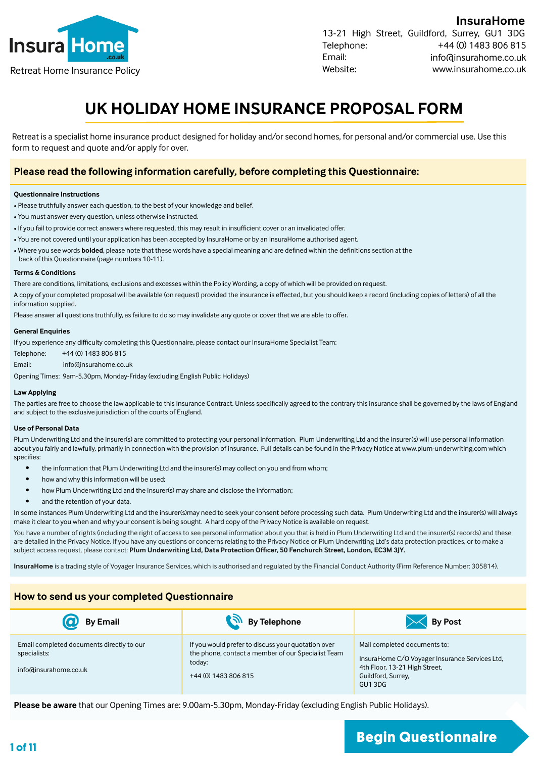Insura Home .co.uk

Retreat Home Insurance Policy

**InsuraHome**
13-21 High Street, Guildford, Surrey, GU1 3DG
Telephone: +44 (0) 1483 806 815
Email: info@insurahome.co.uk
Website: www.insurahome.co.uk

# UK HOLIDAY HOME INSURANCE PROPOSAL FORM

Retreat is a specialist home insurance product designed for holiday and/or second homes, for personal and/or commercial use. Use this form to request and quote and/or apply for over.

## Please read the following information carefully, before completing this Questionnaire:

### Questionnaire Instructions

- Please truthfully answer each question, to the best of your knowledge and belief.
- You must answer every question, unless otherwise instructed.
- If you fail to provide correct answers where requested, this may result in insufficient cover or an invalidated offer.
- You are not covered until your application has been accepted by InsuraHome or by an InsuraHome authorised agent.
- Where you see words **bolded**, please note that these words have a special meaning and are defined within the definitions section at the back of this Questionnaire (page numbers 10-11).

### Terms & Conditions

There are conditions, limitations, exclusions and excesses within the Policy Wording, a copy of which will be provided on request.

A copy of your completed proposal will be available (on request) provided the insurance is effected, but you should keep a record (including copies of letters) of all the information supplied.

Please answer all questions truthfully, as failure to do so may invalidate any quote or cover that we are able to offer.

### General Enquiries

If you experience any difficulty completing this Questionnaire, please contact our InsuraHome Specialist Team:

Telephone: +44 (0) 1483 806 815

Email: info@insurahome.co.uk

Opening Times: 9am-5.30pm, Monday-Friday (excluding English Public Holidays)

### Law Applying

The parties are free to choose the law applicable to this Insurance Contract. Unless specifically agreed to the contrary this insurance shall be governed by the laws of England and subject to the exclusive jurisdiction of the courts of England.

### Use of Personal Data

Plum Underwriting Ltd and the insurer(s) are committed to protecting your personal information. Plum Underwriting Ltd and the insurer(s) will use personal information about you fairly and lawfully, primarily in connection with the provision of insurance. Full details can be found in the Privacy Notice at www.plum-underwriting.com which specifies:

- the information that Plum Underwriting Ltd and the insurer(s) may collect on you and from whom;
- how and why this information will be used;
- how Plum Underwriting Ltd and the insurer(s) may share and disclose the information;
- and the retention of your data.

In some instances Plum Underwriting Ltd and the insurer(s)may need to seek your consent before processing such data. Plum Underwriting Ltd and the insurer(s) will always make it clear to you when and why your consent is being sought. A hard copy of the Privacy Notice is available on request.

You have a number of rights (including the right of access to see personal information about you that is held in Plum Underwriting Ltd and the insurer(s) records) and these are detailed in the Privacy Notice. If you have any questions or concerns relating to the Privacy Notice or Plum Underwriting Ltd's data protection practices, or to make a subject access request, please contact: **Plum Underwriting Ltd, Data Protection Officer, 50 Fenchurch Street, London, EC3M 3JY.**

**InsuraHome** is a trading style of Voyager Insurance Services, which is authorised and regulated by the Financial Conduct Authority (Firm Reference Number: 305814).

## How to send us your completed Questionnaire

| By Email | By Telephone | By Post |
|---|---|---|
| Email completed documents directly to our specialists:<br><br>info@insurahome.co.uk | If you would prefer to discuss your quotation over the phone, contact a member of our Specialist Team today:<br><br>+44 (0) 1483 806 815 | Mail completed documents to:<br><br>InsuraHome C/O Voyager Insurance Services Ltd,<br>4th Floor, 13-21 High Street,<br>Guildford, Surrey,<br>GU1 3DG |

**Please be aware** that our Opening Times are: 9.00am-5.30pm, Monday-Friday (excluding English Public Holidays).

**Begin Questionnaire**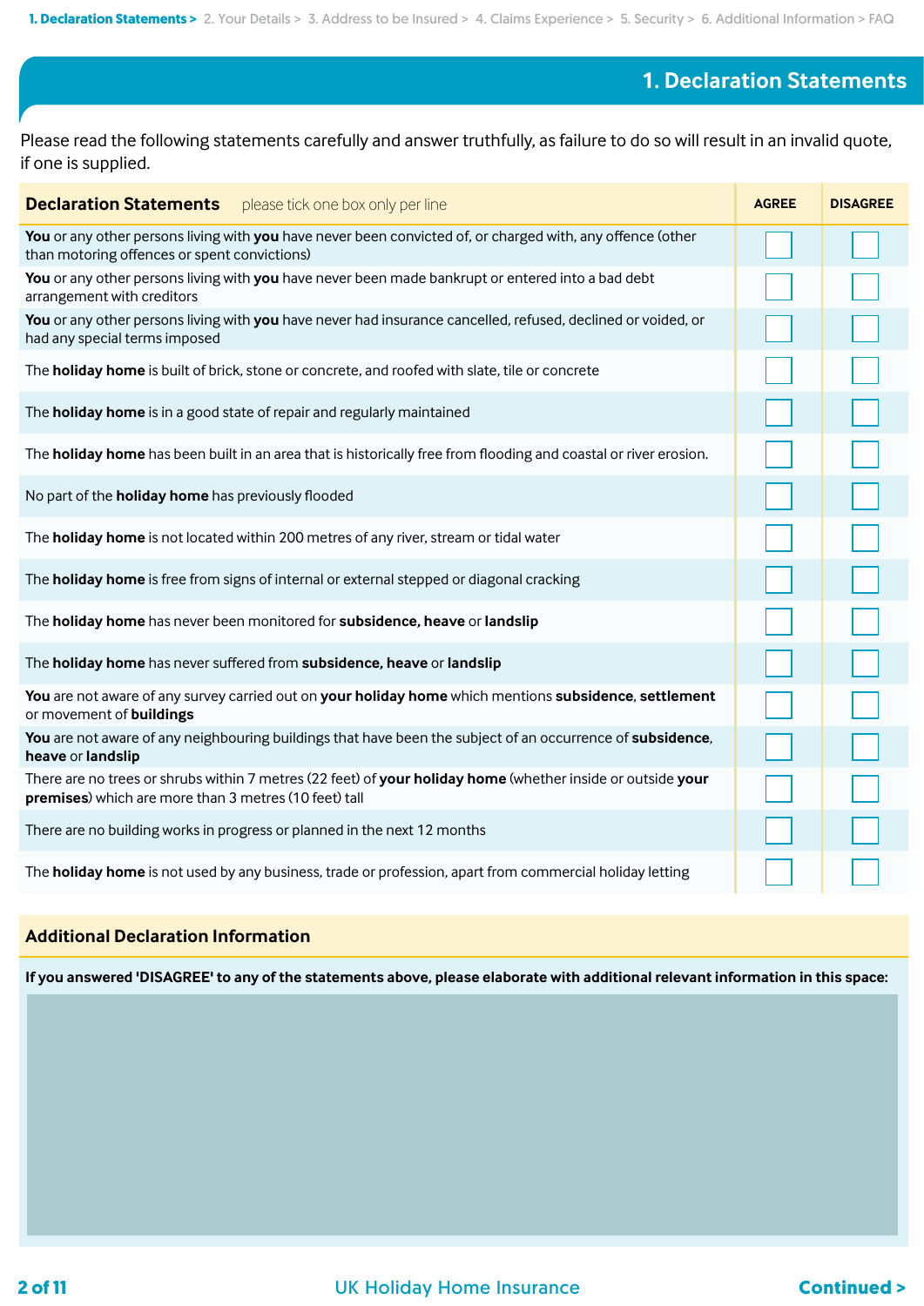1. Declaration Statements > 2. Your Details > 3. Address to be Insured > 4. Claims Experience > 5. Security > 6. Additional Information > FAQ

## 1. Declaration Statements

Please read the following statements carefully and answer truthfully, as failure to do so will result in an invalid quote, if one is supplied.

| **Declaration Statements** please tick one box only per line | AGREE | DISAGREE |
|---|---|---|
| **You** or any other persons living with **you** have never been convicted of, or charged with, any offence (other than motoring offences or spent convictions) | ☐ | ☐ |
| **You** or any other persons living with **you** have never been made bankrupt or entered into a bad debt arrangement with creditors | ☐ | ☐ |
| **You** or any other persons living with **you** have never had insurance cancelled, refused, declined or voided, or had any special terms imposed | ☐ | ☐ |
| The **holiday home** is built of brick, stone or concrete, and roofed with slate, tile or concrete | ☐ | ☐ |
| The **holiday home** is in a good state of repair and regularly maintained | ☐ | ☐ |
| The **holiday home** has been built in an area that is historically free from flooding and coastal or river erosion. | ☐ | ☐ |
| No part of the **holiday home** has previously flooded | ☐ | ☐ |
| The **holiday home** is not located within 200 metres of any river, stream or tidal water | ☐ | ☐ |
| The **holiday home** is free from signs of internal or external stepped or diagonal cracking | ☐ | ☐ |
| The **holiday home** has never been monitored for **subsidence, heave** or **landslip** | ☐ | ☐ |
| The **holiday home** has never suffered from **subsidence, heave** or **landslip** | ☐ | ☐ |
| **You** are not aware of any survey carried out on **your holiday home** which mentions **subsidence**, **settlement** or movement of **buildings** | ☐ | ☐ |
| **You** are not aware of any neighbouring buildings that have been the subject of an occurrence of **subsidence**, **heave** or **landslip** | ☐ | ☐ |
| There are no trees or shrubs within 7 metres (22 feet) of **your holiday home** (whether inside or outside **your premises**) which are more than 3 metres (10 feet) tall | ☐ | ☐ |
| There are no building works in progress or planned in the next 12 months | ☐ | ☐ |
| The **holiday home** is not used by any business, trade or profession, apart from commercial holiday letting | ☐ | ☐ |

### Additional Declaration Information

**If you answered 'DISAGREE' to any of the statements above, please elaborate with additional relevant information in this space:**

UK Holiday Home Insurance

Continued >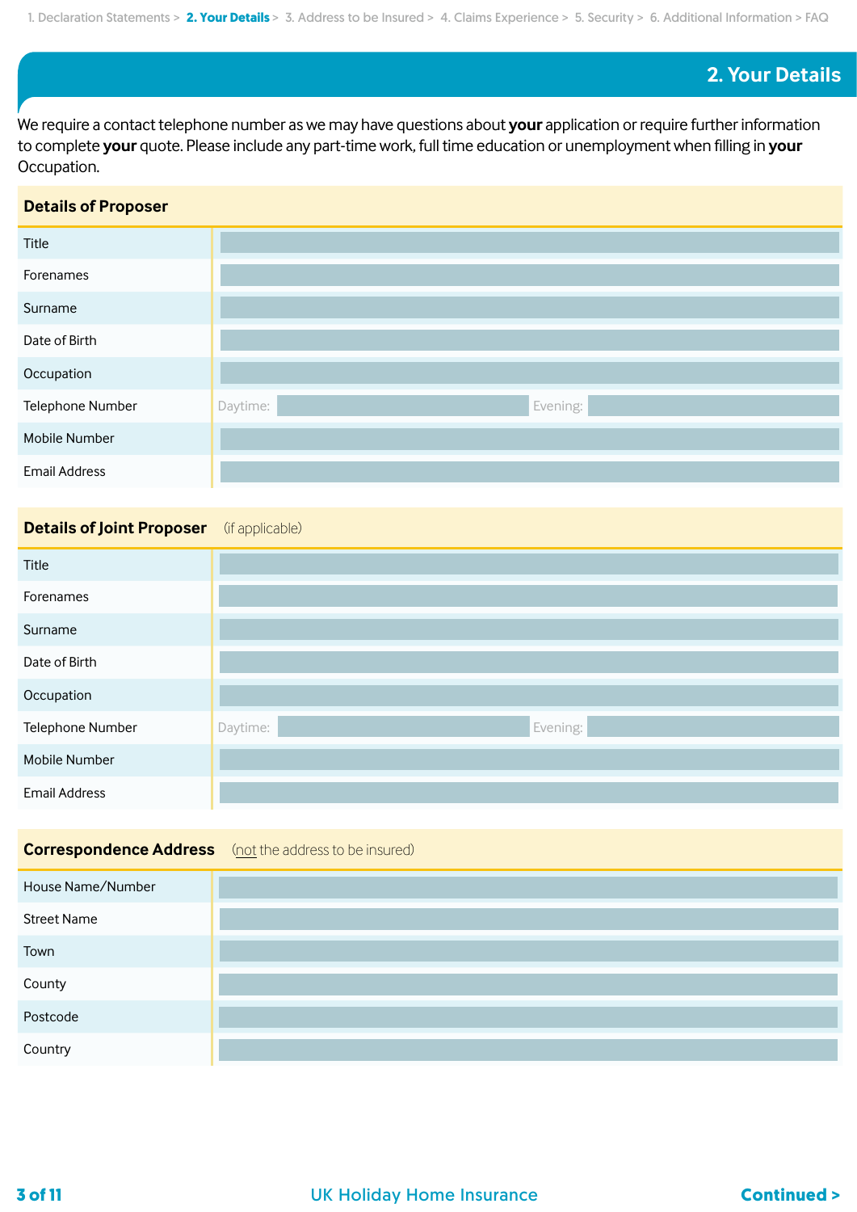1. Declaration Statements > **2. Your Details** > 3. Address to be Insured > 4. Claims Experience > 5. Security > 6. Additional Information > FAQ

## 2. Your Details

We require a contact telephone number as we may have questions about **your** application or require further information to complete **your** quote. Please include any part-time work, full time education or unemployment when filling in **your** Occupation.

| Details of Proposer | |
|---|---|
| Title | |
| Forenames | |
| Surname | |
| Date of Birth | |
| Occupation | |
| Telephone Number | Daytime: Evening: |
| Mobile Number | |
| Email Address | |

| Details of Joint Proposer (if applicable) | |
|---|---|
| Title | |
| Forenames | |
| Surname | |
| Date of Birth | |
| Occupation | |
| Telephone Number | Daytime: Evening: |
| Mobile Number | |
| Email Address | |

| Correspondence Address (not the address to be insured) | |
|---|---|
| House Name/Number | |
| Street Name | |
| Town | |
| County | |
| Postcode | |
| Country | |

UK Holiday Home Insurance

**Continued >**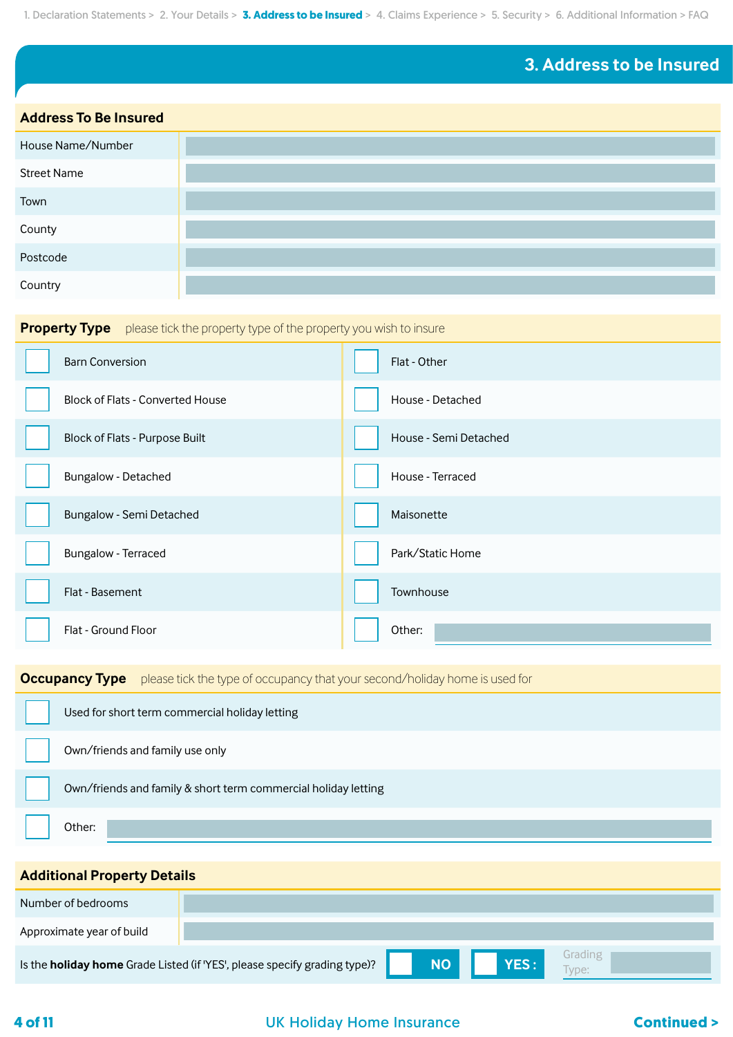1. Declaration Statements > 2. Your Details > **3. Address to be Insured** > 4. Claims Experience > 5. Security > 6. Additional Information > FAQ

# 3. Address to be Insured

## Address To Be Insured

| | |
|---|---|
| House Name/Number | |
| Street Name | |
| Town | |
| County | |
| Postcode | |
| Country | |

## Property Type

please tick the property type of the property you wish to insure

- [ ] Barn Conversion
- [ ] Block of Flats - Converted House
- [ ] Block of Flats - Purpose Built
- [ ] Bungalow - Detached
- [ ] Bungalow - Semi Detached
- [ ] Bungalow - Terraced
- [ ] Flat - Basement
- [ ] Flat - Ground Floor
- [ ] Flat - Other
- [ ] House - Detached
- [ ] House - Semi Detached
- [ ] House - Terraced
- [ ] Maisonette
- [ ] Park/Static Home
- [ ] Townhouse
- [ ] Other:

## Occupancy Type

please tick the type of occupancy that your second/holiday home is used for

- [ ] Used for short term commercial holiday letting
- [ ] Own/friends and family use only
- [ ] Own/friends and family & short term commercial holiday letting
- [ ] Other:

## Additional Property Details

| | |
|---|---|
| Number of bedrooms | |
| Approximate year of build | |

Is the **holiday home** Grade Listed (if 'YES', please specify grading type)? [ ] NO [ ] YES : Grading Type:

UK Holiday Home Insurance

**Continued >**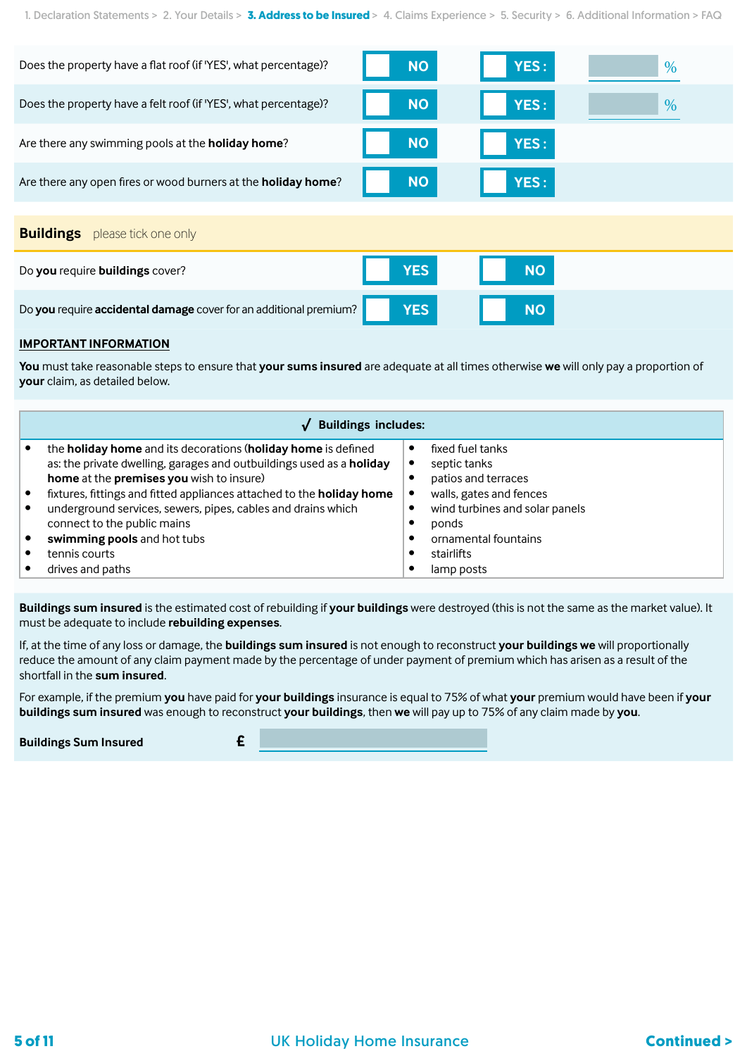1. Declaration Statements > 2. Your Details > **3. Address to be Insured** > 4. Claims Experience > 5. Security > 6. Additional Information > FAQ

| Question | | | |
|---|---|---|---|
| Does the property have a flat roof (if 'YES', what percentage)? | NO | YES : | % |
| Does the property have a felt roof (if 'YES', what percentage)? | NO | YES : | % |
| Are there any swimming pools at the **holiday home**? | NO | YES : | |
| Are there any open fires or wood burners at the **holiday home**? | NO | YES : | |

## Buildings please tick one only

| Question | | |
|---|---|---|
| Do **you** require **buildings** cover? | YES | NO |
| Do **you** require **accidental damage** cover for an additional premium? | YES | NO |

**IMPORTANT INFORMATION**

**You** must take reasonable steps to ensure that **your sums insured** are adequate at all times otherwise **we** will only pay a proportion of **your** claim, as detailed below.

| √ **Buildings includes:** | |
|---|---|
| • the **holiday home** and its decorations (**holiday home** is defined as: the private dwelling, garages and outbuildings used as a **holiday home** at the **premises you** wish to insure)<br>• fixtures, fittings and fitted appliances attached to the **holiday home**<br>• underground services, sewers, pipes, cables and drains which connect to the public mains<br>• **swimming pools** and hot tubs<br>• tennis courts<br>• drives and paths | • fixed fuel tanks<br>• septic tanks<br>• patios and terraces<br>• walls, gates and fences<br>• wind turbines and solar panels<br>• ponds<br>• ornamental fountains<br>• stairlifts<br>• lamp posts |

**Buildings sum insured** is the estimated cost of rebuilding if **your buildings** were destroyed (this is not the same as the market value). It must be adequate to include **rebuilding expenses**.

If, at the time of any loss or damage, the **buildings sum insured** is not enough to reconstruct **your buildings we** will proportionally reduce the amount of any claim payment made by the percentage of under payment of premium which has arisen as a result of the shortfall in the **sum insured**.

For example, if the premium **you** have paid for **your buildings** insurance is equal to 75% of what **your** premium would have been if **your buildings sum insured** was enough to reconstruct **your buildings**, then **we** will pay up to 75% of any claim made by **you**.

**Buildings Sum Insured** £

**Continued >**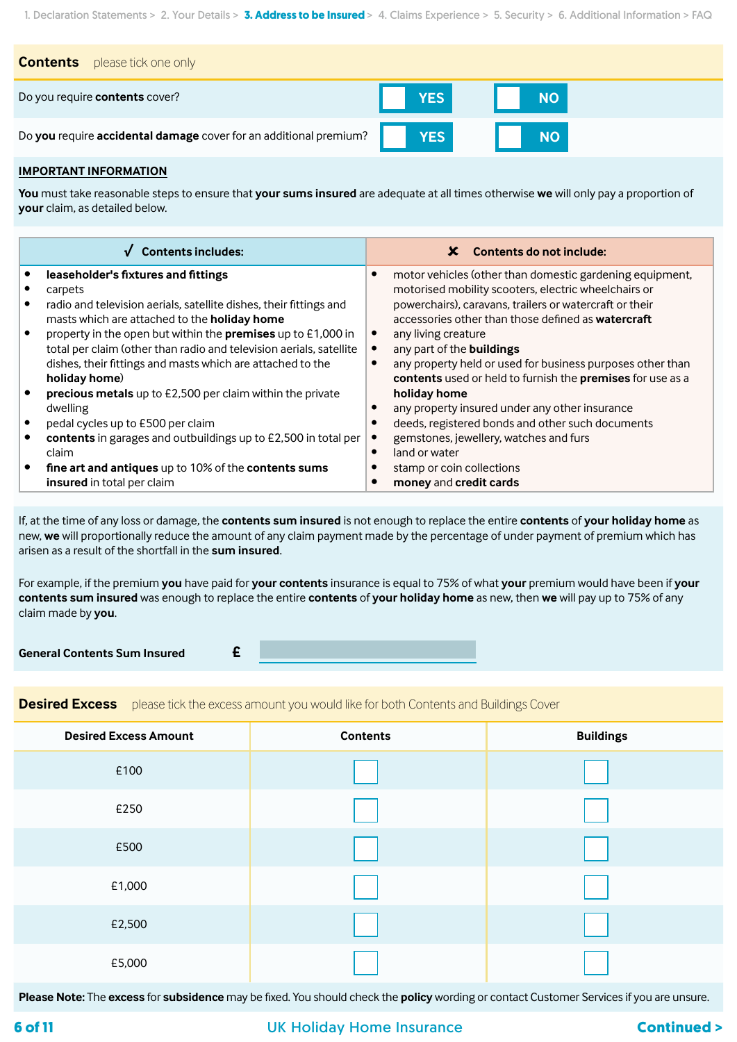## Contents

please tick one only

| | | |
|---|---|---|
| Do you require **contents** cover? | ☐ YES | ☐ NO |
| Do **you** require **accidental damage** cover for an additional premium? | ☐ YES | ☐ NO |

**IMPORTANT INFORMATION**

**You** must take reasonable steps to ensure that **your sums insured** are adequate at all times otherwise **we** will only pay a proportion of **your** claim, as detailed below.

| ✓ Contents includes: | ✗ Contents do not include: |
|---|---|
| • **leaseholder's fixtures and fittings**<br>• carpets<br>• radio and television aerials, satellite dishes, their fittings and masts which are attached to the **holiday home**<br>• property in the open but within the **premises** up to £1,000 in total per claim (other than radio and television aerials, satellite dishes, their fittings and masts which are attached to the **holiday home**)<br>• **precious metals** up to £2,500 per claim within the private dwelling<br>• pedal cycles up to £500 per claim<br>• **contents** in garages and outbuildings up to £2,500 in total per claim<br>• **fine art and antiques** up to 10% of the **contents sums insured** in total per claim | • motor vehicles (other than domestic gardening equipment, motorised mobility scooters, electric wheelchairs or powerchairs), caravans, trailers or watercraft or their accessories other than those defined as **watercraft**<br>• any living creature<br>• any part of the **buildings**<br>• any property held or used for business purposes other than **contents** used or held to furnish the **premises** for use as a **holiday home**<br>• any property insured under any other insurance<br>• deeds, registered bonds and other such documents<br>• gemstones, jewellery, watches and furs<br>• land or water<br>• stamp or coin collections<br>• **money** and **credit cards** |

If, at the time of any loss or damage, the **contents sum insured** is not enough to replace the entire **contents** of **your holiday home** as new, **we** will proportionally reduce the amount of any claim payment made by the percentage of under payment of premium which has arisen as a result of the shortfall in the **sum insured**.

For example, if the premium **you** have paid for **your contents** insurance is equal to 75% of what **your** premium would have been if **your contents sum insured** was enough to replace the entire **contents** of **your holiday home** as new, then **we** will pay up to 75% of any claim made by **you**.

**General Contents Sum Insured** £ ____________

## Desired Excess

please tick the excess amount you would like for both Contents and Buildings Cover

| Desired Excess Amount | Contents | Buildings |
|---|---|---|
| £100 | ☐ | ☐ |
| £250 | ☐ | ☐ |
| £500 | ☐ | ☐ |
| £1,000 | ☐ | ☐ |
| £2,500 | ☐ | ☐ |
| £5,000 | ☐ | ☐ |

**Please Note:** The **excess** for **subsidence** may be fixed. You should check the **policy** wording or contact Customer Services if you are unsure.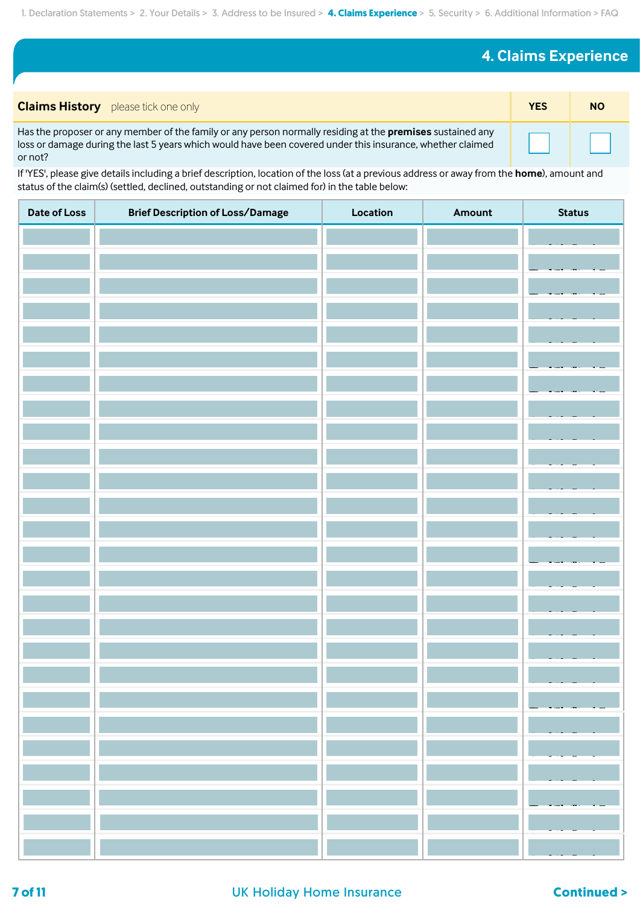1. Declaration Statements > 2. Your Details > 3. Address to be Insured > **4. Claims Experience** > 5. Security > 6. Additional Information > FAQ

## 4. Claims Experience

| **Claims History** please tick one only | **YES** | **NO** |
|---|---|---|
| Has the proposer or any member of the family or any person normally residing at the **premises** sustained any loss or damage during the last 5 years which would have been covered under this insurance, whether claimed or not? | ☐ | ☐ |

If 'YES', please give details including a brief description, location of the loss (at a previous address or away from the **home**), amount and status of the claim(s) (settled, declined, outstanding or not claimed for) in the table below:

| Date of Loss | Brief Description of Loss/Damage | Location | Amount | Status |
|---|---|---|---|---|
| | | | | |
| | | | | |
| | | | | |
| | | | | |
| | | | | |
| | | | | |
| | | | | |
| | | | | |
| | | | | |
| | | | | |
| | | | | |
| | | | | |
| | | | | |
| | | | | |
| | | | | |
| | | | | |
| | | | | |
| | | | | |
| | | | | |
| | | | | |
| | | | | |
| | | | | |
| | | | | |
| | | | | |
| | | | | |
| | | | | |

UK Holiday Home Insurance

**Continued >**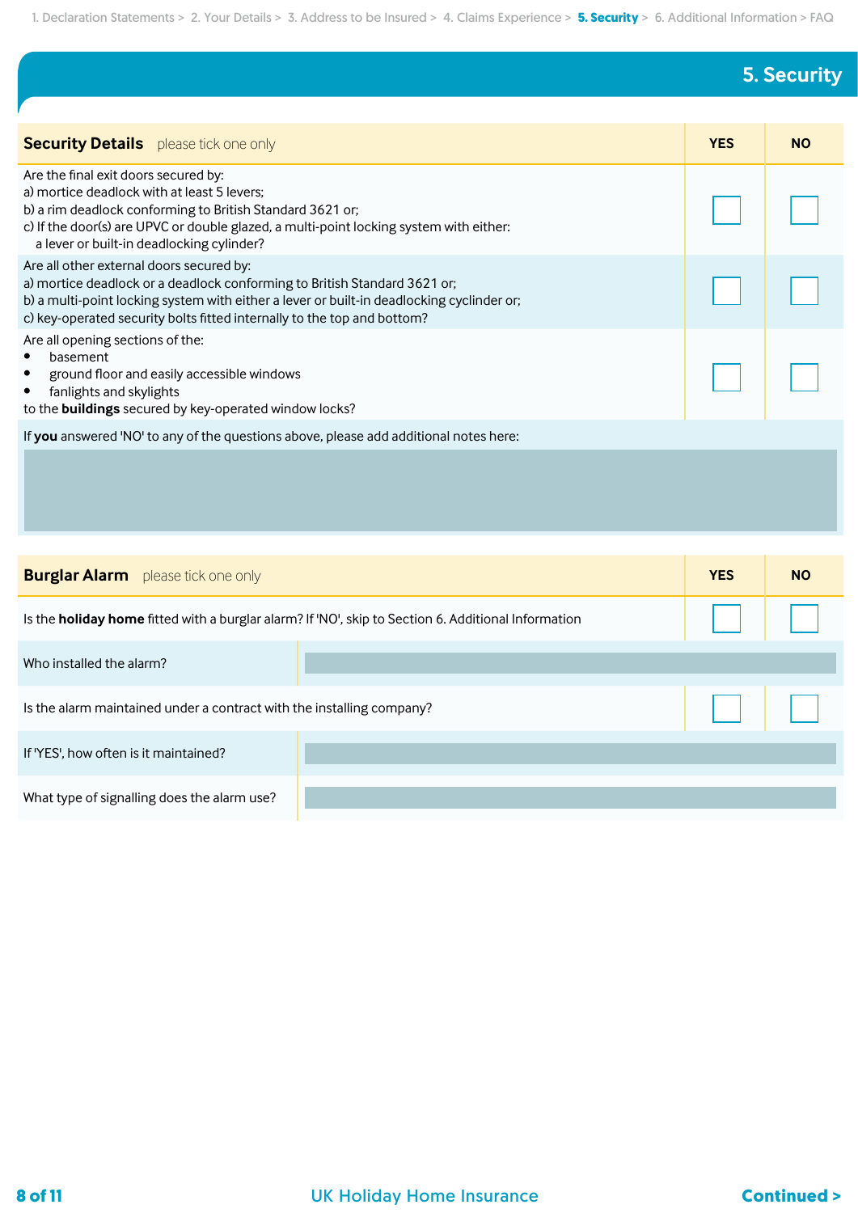1. Declaration Statements > 2. Your Details > 3. Address to be Insured > 4. Claims Experience > **5. Security** > 6. Additional Information > FAQ

## 5. Security

| **Security Details** please tick one only | YES | NO |
|---|---|---|
| Are the final exit doors secured by:<br>a) mortice deadlock with at least 5 levers;<br>b) a rim deadlock conforming to British Standard 3621 or;<br>c) If the door(s) are UPVC or double glazed, a multi-point locking system with either: a lever or built-in deadlocking cylinder? | ☐ | ☐ |
| Are all other external doors secured by:<br>a) mortice deadlock or a deadlock conforming to British Standard 3621 or;<br>b) a multi-point locking system with either a lever or built-in deadlocking cyclinder or;<br>c) key-operated security bolts fitted internally to the top and bottom? | ☐ | ☐ |
| Are all opening sections of the:<br>• basement<br>• ground floor and easily accessible windows<br>• fanlights and skylights<br>to the **buildings** secured by key-operated window locks? | ☐ | ☐ |

If **you** answered 'NO' to any of the questions above, please add additional notes here:

| **Burglar Alarm** please tick one only | YES | NO |
|---|---|---|
| Is the **holiday home** fitted with a burglar alarm? If 'NO', skip to Section 6. Additional Information | ☐ | ☐ |
| Who installed the alarm? | | |
| Is the alarm maintained under a contract with the installing company? | ☐ | ☐ |
| If 'YES', how often is it maintained? | | |
| What type of signalling does the alarm use? | | |

**Continued >**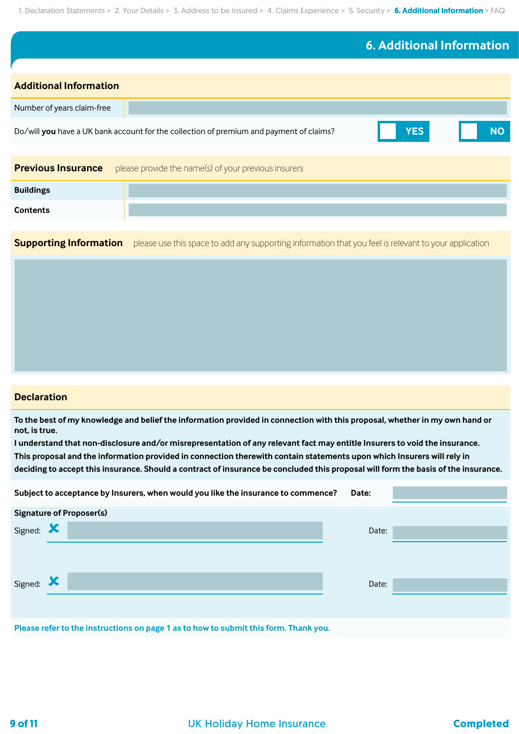1. Declaration Statements > 2. Your Details > 3. Address to be Insured > 4. Claims Experience > 5. Security > **6. Additional Information** > FAQ

# 6. Additional Information

## Additional Information

| | |
|---|---|
| Number of years claim-free | |

Do/will **you** have a UK bank account for the collection of premium and payment of claims? ☐ YES ☐ NO

## Previous Insurance

please provide the name(s) of your previous insurers

| | |
|---|---|
| **Buildings** | |
| **Contents** | |

## Supporting Information

please use this space to add any supporting information that you feel is relevant to your application

## Declaration

**To the best of my knowledge and belief the information provided in connection with this proposal, whether in my own hand or not, is true.**

**I understand that non-disclosure and/or misrepresentation of any relevant fact may entitle Insurers to void the insurance.**

**This proposal and the information provided in connection therewith contain statements upon which Insurers will rely in deciding to accept this insurance. Should a contract of insurance be concluded this proposal will form the basis of the insurance.**

**Subject to acceptance by Insurers, when would you like the insurance to commence? Date:**

**Signature of Proposer(s)**

Signed: ✗ Date:

Signed: ✗ Date:

**Please refer to the instructions on page 1 as to how to submit this form. Thank you.**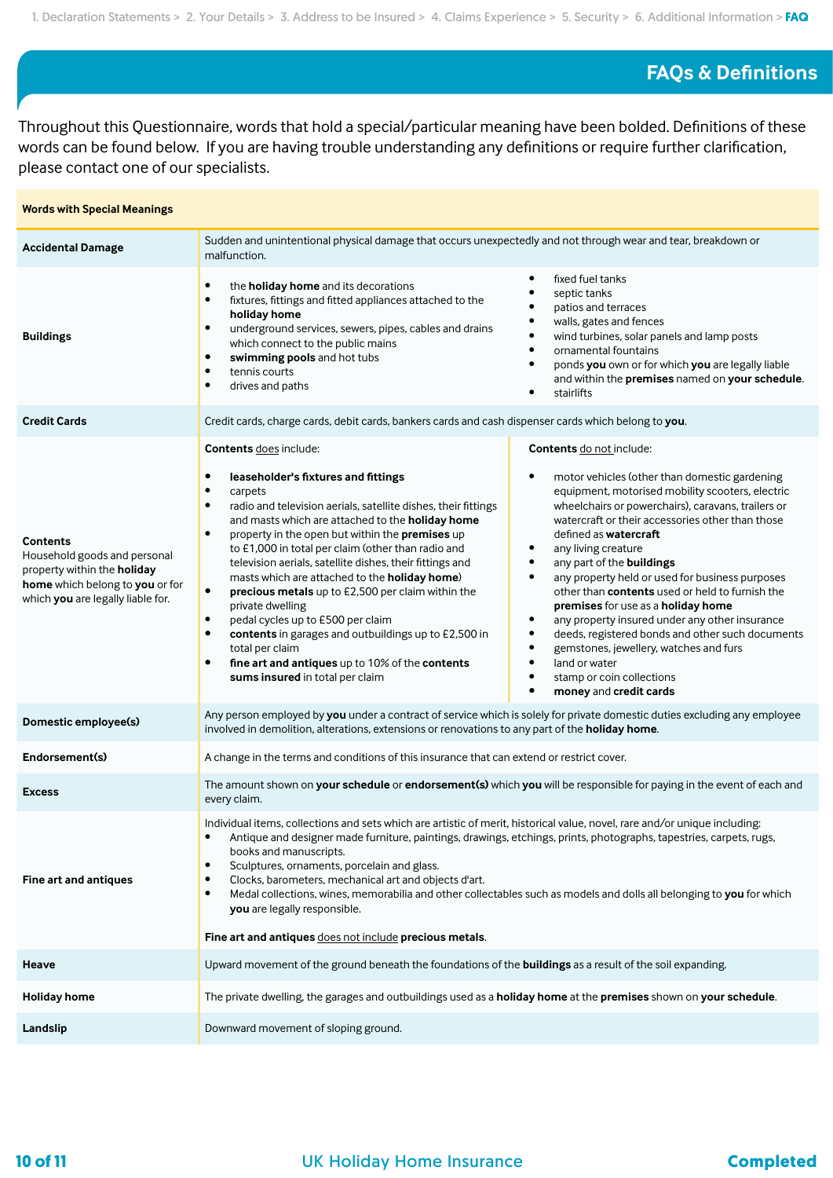1. Declaration Statements > 2. Your Details > 3. Address to be Insured > 4. Claims Experience > 5. Security > 6. Additional Information > **FAQ**

# FAQs & Definitions

Throughout this Questionnaire, words that hold a special/particular meaning have been bolded. Definitions of these words can be found below. If you are having trouble understanding any definitions or require further clarification, please contact one of our specialists.

| Words with Special Meanings | |
|---|---|
| **Accidental Damage** | Sudden and unintentional physical damage that occurs unexpectedly and not through wear and tear, breakdown or malfunction. |
| **Buildings** | • the **holiday home** and its decorations<br>• fixtures, fittings and fitted appliances attached to the **holiday home**<br>• underground services, sewers, pipes, cables and drains which connect to the public mains<br>• **swimming pools** and hot tubs<br>• tennis courts<br>• drives and paths<br>• fixed fuel tanks<br>• septic tanks<br>• patios and terraces<br>• walls, gates and fences<br>• wind turbines, solar panels and lamp posts<br>• ornamental fountains<br>• ponds **you** own or for which **you** are legally liable and within the **premises** named on **your schedule**.<br>• stairlifts |
| **Credit Cards** | Credit cards, charge cards, debit cards, bankers cards and cash dispenser cards which belong to **you**. |
| **Contents**<br>Household goods and personal property within the **holiday home** which belong to **you** or for which **you** are legally liable for. | **Contents** does include:<br>• **leaseholder's fixtures and fittings**<br>• carpets<br>• radio and television aerials, satellite dishes, their fittings and masts which are attached to the **holiday home**<br>• property in the open but within the **premises** up to £1,000 in total per claim (other than radio and television aerials, satellite dishes, their fittings and masts which are attached to the **holiday home**)<br>• **precious metals** up to £2,500 per claim within the private dwelling<br>• pedal cycles up to £500 per claim<br>• **contents** in garages and outbuildings up to £2,500 in total per claim<br>• **fine art and antiques** up to 10% of the **contents sums insured** in total per claim<br><br>**Contents** do not include:<br>• motor vehicles (other than domestic gardening equipment, motorised mobility scooters, electric wheelchairs or powerchairs), caravans, trailers or watercraft or their accessories other than those defined as **watercraft**<br>• any living creature<br>• any part of the **buildings**<br>• any property held or used for business purposes other than **contents** used or held to furnish the **premises** for use as a **holiday home**<br>• any property insured under any other insurance<br>• deeds, registered bonds and other such documents<br>• gemstones, jewellery, watches and furs<br>• land or water<br>• stamp or coin collections<br>• **money** and **credit cards** |
| **Domestic employee(s)** | Any person employed by **you** under a contract of service which is solely for private domestic duties excluding any employee involved in demolition, alterations, extensions or renovations to any part of the **holiday home**. |
| **Endorsement(s)** | A change in the terms and conditions of this insurance that can extend or restrict cover. |
| **Excess** | The amount shown on **your schedule** or **endorsement(s)** which **you** will be responsible for paying in the event of each and every claim. |
| **Fine art and antiques** | Individual items, collections and sets which are artistic of merit, historical value, novel, rare and/or unique including:<br>• Antique and designer made furniture, paintings, drawings, etchings, prints, photographs, tapestries, carpets, rugs, books and manuscripts.<br>• Sculptures, ornaments, porcelain and glass.<br>• Clocks, barometers, mechanical art and objects d'art.<br>• Medal collections, wines, memorabilia and other collectables such as models and dolls all belonging to **you** for which **you** are legally responsible.<br><br>**Fine art and antiques** does not include **precious metals**. |
| **Heave** | Upward movement of the ground beneath the foundations of the **buildings** as a result of the soil expanding. |
| **Holiday home** | The private dwelling, the garages and outbuildings used as a **holiday home** at the **premises** shown on **your schedule**. |
| **Landslip** | Downward movement of sloping ground. |

UK Holiday Home Insurance

Completed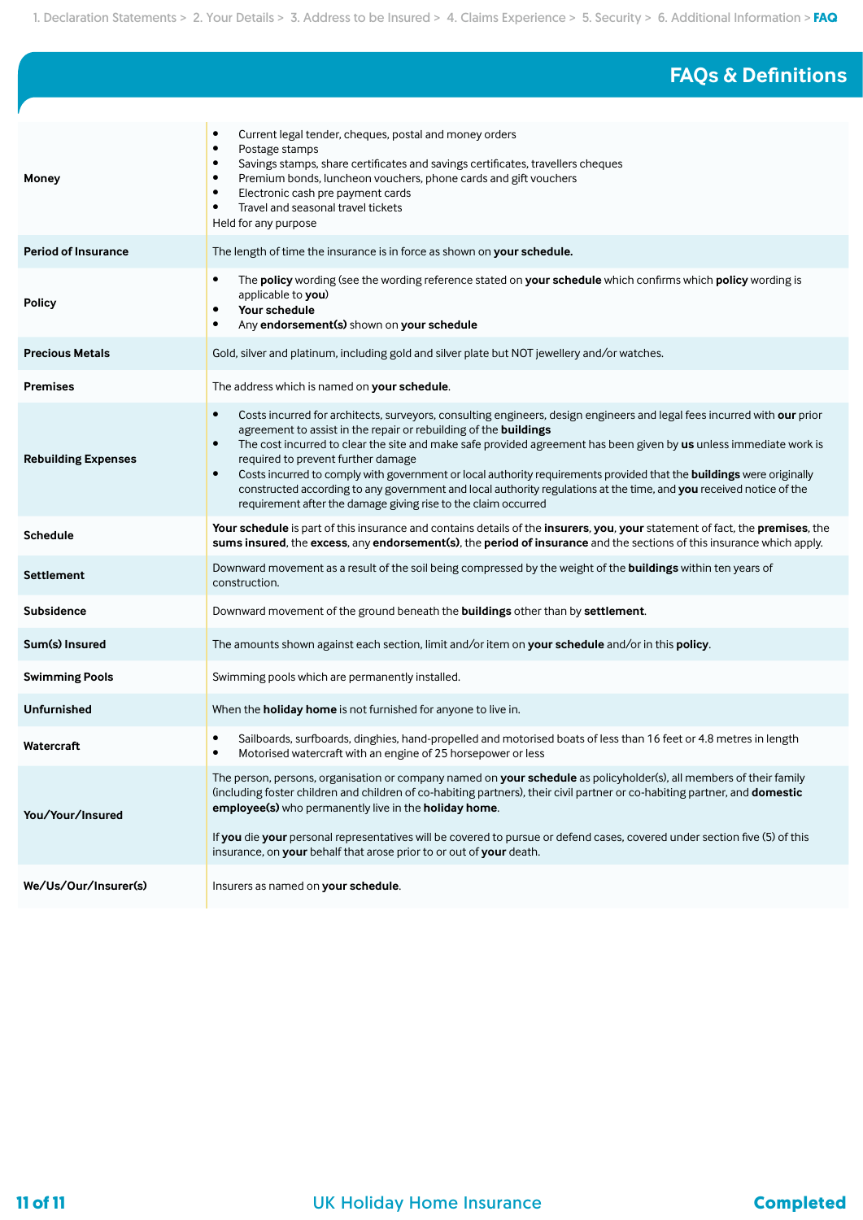## FAQs & Definitions

| | |
|---|---|
| **Money** | • Current legal tender, cheques, postal and money orders<br>• Postage stamps<br>• Savings stamps, share certificates and savings certificates, travellers cheques<br>• Premium bonds, luncheon vouchers, phone cards and gift vouchers<br>• Electronic cash pre payment cards<br>• Travel and seasonal travel tickets<br>Held for any purpose |
| **Period of Insurance** | The length of time the insurance is in force as shown on **your schedule.** |
| **Policy** | • The **policy** wording (see the wording reference stated on **your schedule** which confirms which **policy** wording is applicable to **you**)<br>• **Your schedule**<br>• Any **endorsement(s)** shown on **your schedule** |
| **Precious Metals** | Gold, silver and platinum, including gold and silver plate but NOT jewellery and/or watches. |
| **Premises** | The address which is named on **your schedule**. |
| **Rebuilding Expenses** | • Costs incurred for architects, surveyors, consulting engineers, design engineers and legal fees incurred with **our** prior agreement to assist in the repair or rebuilding of the **buildings**<br>• The cost incurred to clear the site and make safe provided agreement has been given by **us** unless immediate work is required to prevent further damage<br>• Costs incurred to comply with government or local authority requirements provided that the **buildings** were originally constructed according to any government and local authority regulations at the time, and **you** received notice of the requirement after the damage giving rise to the claim occurred |
| **Schedule** | **Your schedule** is part of this insurance and contains details of the **insurers**, **you**, **your** statement of fact, the **premises**, the **sums insured**, the **excess**, any **endorsement(s)**, the **period of insurance** and the sections of this insurance which apply. |
| **Settlement** | Downward movement as a result of the soil being compressed by the weight of the **buildings** within ten years of construction. |
| **Subsidence** | Downward movement of the ground beneath the **buildings** other than by **settlement**. |
| **Sum(s) Insured** | The amounts shown against each section, limit and/or item on **your schedule** and/or in this **policy**. |
| **Swimming Pools** | Swimming pools which are permanently installed. |
| **Unfurnished** | When the **holiday home** is not furnished for anyone to live in. |
| **Watercraft** | • Sailboards, surfboards, dinghies, hand-propelled and motorised boats of less than 16 feet or 4.8 metres in length<br>• Motorised watercraft with an engine of 25 horsepower or less |
| **You/Your/Insured** | The person, persons, organisation or company named on **your schedule** as policyholder(s), all members of their family (including foster children and children of co-habiting partners), their civil partner or co-habiting partner, and **domestic employee(s)** who permanently live in the **holiday home**.<br><br>If **you** die **your** personal representatives will be covered to pursue or defend cases, covered under section five (5) of this insurance, on **your** behalf that arose prior to or out of **your** death. |
| **We/Us/Our/Insurer(s)** | Insurers as named on **your schedule**. |